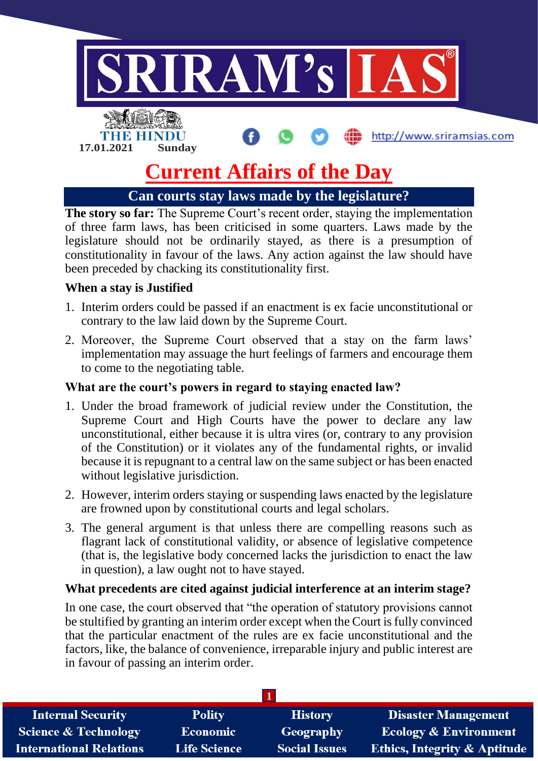17.01.2021 Sunday

# Current Affairs of the Day

## Can courts stay laws made by the legislature?

**The story so far:** The Supreme Court's recent order, staying the implementation of three farm laws, has been criticised in some quarters. Laws made by the legislature should not be ordinarily stayed, as there is a presumption of constitutionality in favour of the laws. Any action against the law should have been preceded by chacking its constitutionality first.

### When a stay is Justified

1. Interim orders could be passed if an enactment is ex facie unconstitutional or contrary to the law laid down by the Supreme Court.
2. Moreover, the Supreme Court observed that a stay on the farm laws' implementation may assuage the hurt feelings of farmers and encourage them to come to the negotiating table.

### What are the court's powers in regard to staying enacted law?

1. Under the broad framework of judicial review under the Constitution, the Supreme Court and High Courts have the power to declare any law unconstitutional, either because it is ultra vires (or, contrary to any provision of the Constitution) or it violates any of the fundamental rights, or invalid because it is repugnant to a central law on the same subject or has been enacted without legislative jurisdiction.
2. However, interim orders staying or suspending laws enacted by the legislature are frowned upon by constitutional courts and legal scholars.
3. The general argument is that unless there are compelling reasons such as flagrant lack of constitutional validity, or absence of legislative competence (that is, the legislative body concerned lacks the jurisdiction to enact the law in question), a law ought not to have stayed.

### What precedents are cited against judicial interference at an interim stage?

In one case, the court observed that "the operation of statutory provisions cannot be stultified by granting an interim order except when the Court is fully convinced that the particular enactment of the rules are ex facie unconstitutional and the factors, like, the balance of convenience, irreparable injury and public interest are in favour of passing an interim order.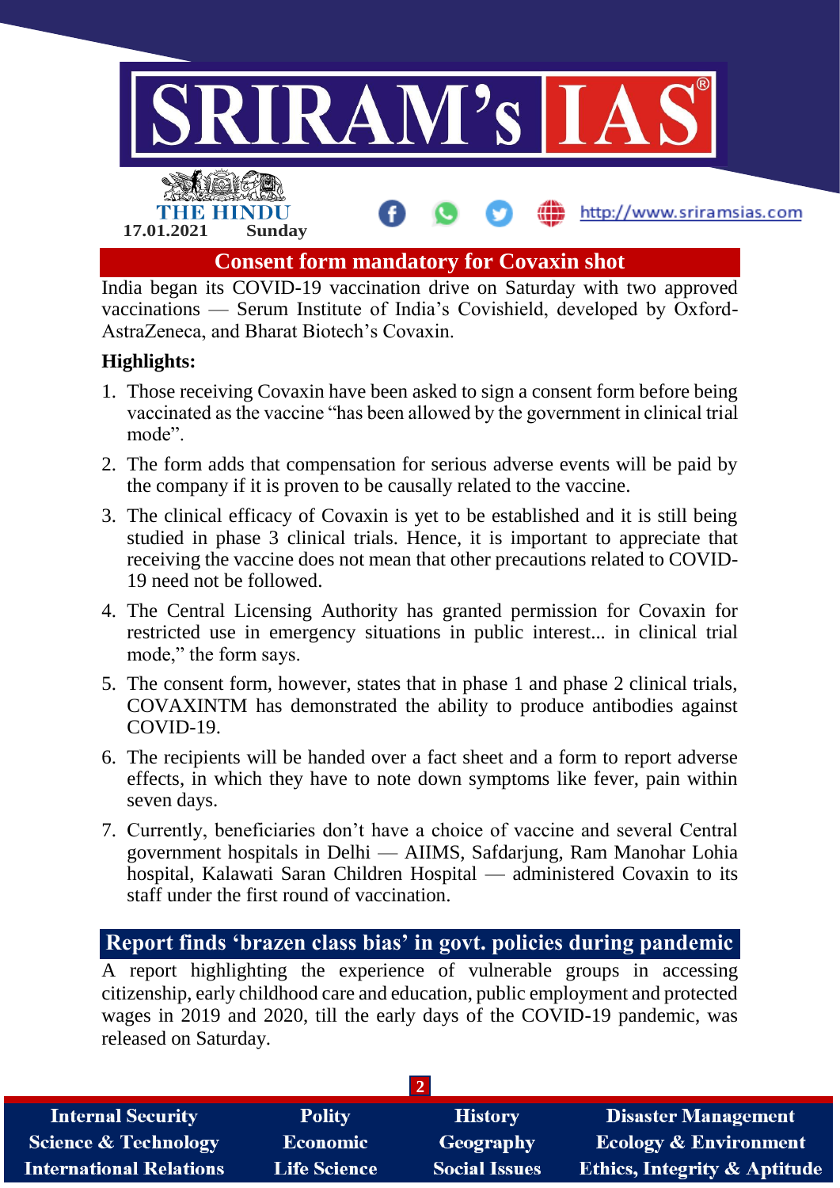## Consent form mandatory for Covaxin shot

India began its COVID-19 vaccination drive on Saturday with two approved vaccinations — Serum Institute of India's Covishield, developed by Oxford-AstraZeneca, and Bharat Biotech's Covaxin.

**Highlights:**

1. Those receiving Covaxin have been asked to sign a consent form before being vaccinated as the vaccine "has been allowed by the government in clinical trial mode".
2. The form adds that compensation for serious adverse events will be paid by the company if it is proven to be causally related to the vaccine.
3. The clinical efficacy of Covaxin is yet to be established and it is still being studied in phase 3 clinical trials. Hence, it is important to appreciate that receiving the vaccine does not mean that other precautions related to COVID-19 need not be followed.
4. The Central Licensing Authority has granted permission for Covaxin for restricted use in emergency situations in public interest... in clinical trial mode," the form says.
5. The consent form, however, states that in phase 1 and phase 2 clinical trials, COVAXINTM has demonstrated the ability to produce antibodies against COVID-19.
6. The recipients will be handed over a fact sheet and a form to report adverse effects, in which they have to note down symptoms like fever, pain within seven days.
7. Currently, beneficiaries don't have a choice of vaccine and several Central government hospitals in Delhi — AIIMS, Safdarjung, Ram Manohar Lohia hospital, Kalawati Saran Children Hospital — administered Covaxin to its staff under the first round of vaccination.

## Report finds 'brazen class bias' in govt. policies during pandemic

A report highlighting the experience of vulnerable groups in accessing citizenship, early childhood care and education, public employment and protected wages in 2019 and 2020, till the early days of the COVID-19 pandemic, was released on Saturday.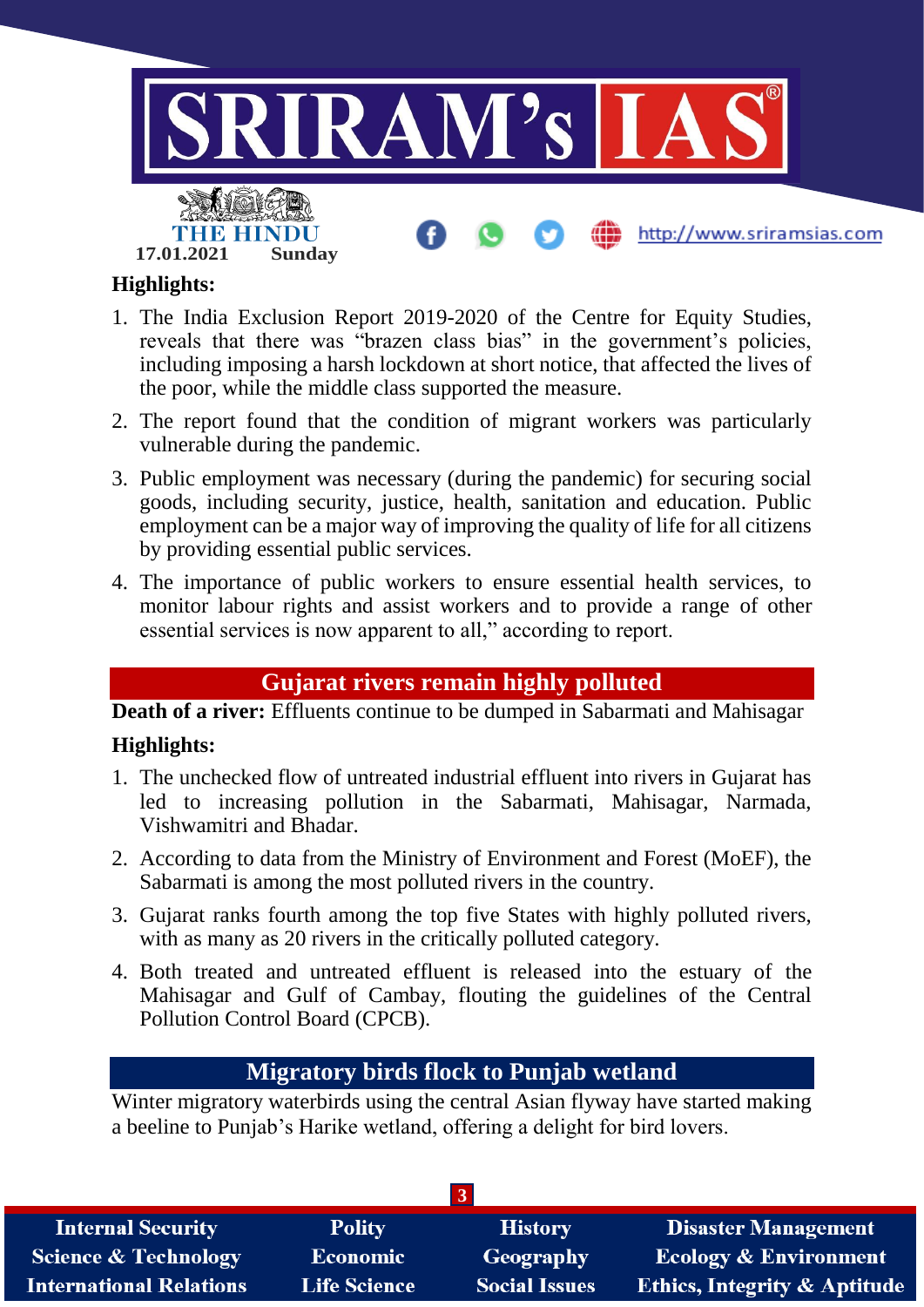**Highlights:**

1. The India Exclusion Report 2019-2020 of the Centre for Equity Studies, reveals that there was "brazen class bias" in the government's policies, including imposing a harsh lockdown at short notice, that affected the lives of the poor, while the middle class supported the measure.
2. The report found that the condition of migrant workers was particularly vulnerable during the pandemic.
3. Public employment was necessary (during the pandemic) for securing social goods, including security, justice, health, sanitation and education. Public employment can be a major way of improving the quality of life for all citizens by providing essential public services.
4. The importance of public workers to ensure essential health services, to monitor labour rights and assist workers and to provide a range of other essential services is now apparent to all," according to report.

## Gujarat rivers remain highly polluted

**Death of a river:** Effluents continue to be dumped in Sabarmati and Mahisagar

**Highlights:**

1. The unchecked flow of untreated industrial effluent into rivers in Gujarat has led to increasing pollution in the Sabarmati, Mahisagar, Narmada, Vishwamitri and Bhadar.
2. According to data from the Ministry of Environment and Forest (MoEF), the Sabarmati is among the most polluted rivers in the country.
3. Gujarat ranks fourth among the top five States with highly polluted rivers, with as many as 20 rivers in the critically polluted category.
4. Both treated and untreated effluent is released into the estuary of the Mahisagar and Gulf of Cambay, flouting the guidelines of the Central Pollution Control Board (CPCB).

## Migratory birds flock to Punjab wetland

Winter migratory waterbirds using the central Asian flyway have started making a beeline to Punjab's Harike wetland, offering a delight for bird lovers.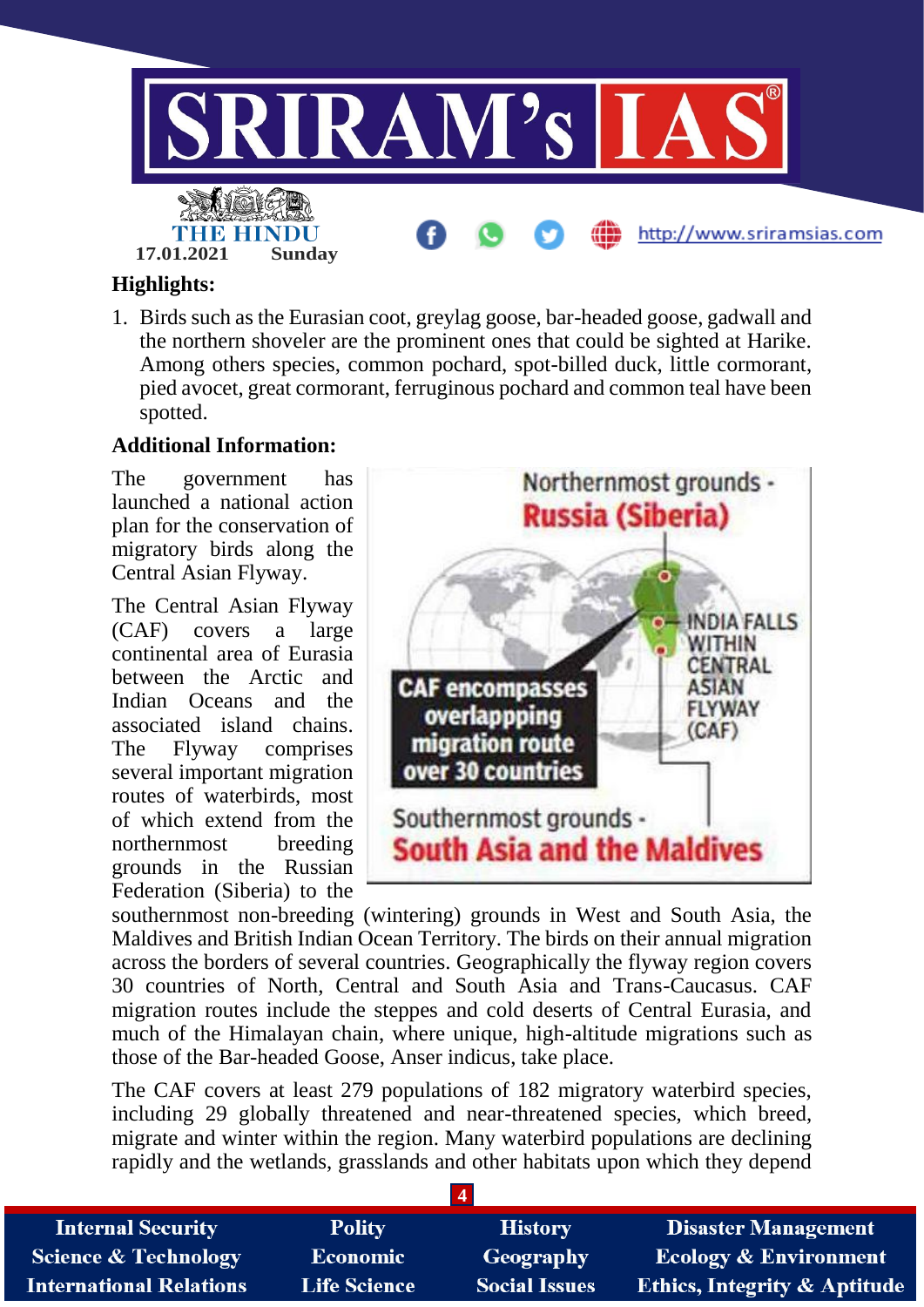**Highlights:**

1. Birds such as the Eurasian coot, greylag goose, bar-headed goose, gadwall and the northern shoveler are the prominent ones that could be sighted at Harike. Among others species, common pochard, spot-billed duck, little cormorant, pied avocet, great cormorant, ferruginous pochard and common teal have been spotted.

**Additional Information:**

The government has launched a national action plan for the conservation of migratory birds along the Central Asian Flyway.

The Central Asian Flyway (CAF) covers a large continental area of Eurasia between the Arctic and Indian Oceans and the associated island chains. The Flyway comprises several important migration routes of waterbirds, most of which extend from the northernmost breeding grounds in the Russian Federation (Siberia) to the southernmost non-breeding (wintering) grounds in West and South Asia, the Maldives and British Indian Ocean Territory. The birds on their annual migration across the borders of several countries. Geographically the flyway region covers 30 countries of North, Central and South Asia and Trans-Caucasus. CAF migration routes include the steppes and cold deserts of Central Eurasia, and much of the Himalayan chain, where unique, high-altitude migrations such as those of the Bar-headed Goose, Anser indicus, take place.

The CAF covers at least 279 populations of 182 migratory waterbird species, including 29 globally threatened and near-threatened species, which breed, migrate and winter within the region. Many waterbird populations are declining rapidly and the wetlands, grasslands and other habitats upon which they depend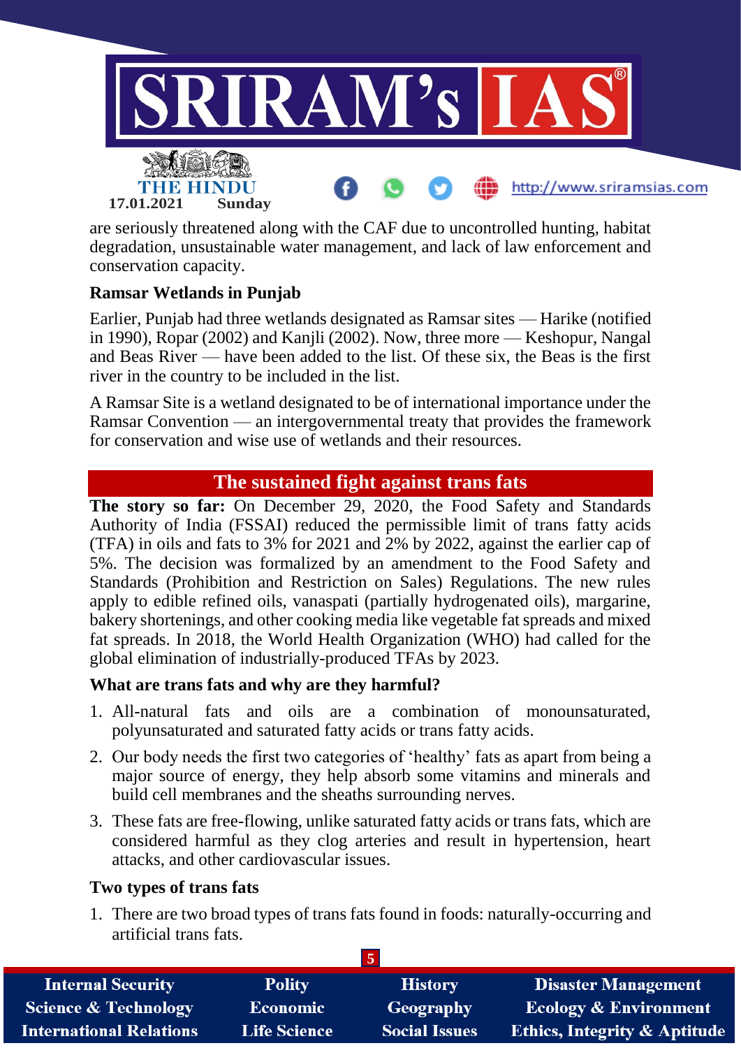are seriously threatened along with the CAF due to uncontrolled hunting, habitat degradation, unsustainable water management, and lack of law enforcement and conservation capacity.

**Ramsar Wetlands in Punjab**

Earlier, Punjab had three wetlands designated as Ramsar sites — Harike (notified in 1990), Ropar (2002) and Kanjli (2002). Now, three more — Keshopur, Nangal and Beas River — have been added to the list. Of these six, the Beas is the first river in the country to be included in the list.

A Ramsar Site is a wetland designated to be of international importance under the Ramsar Convention — an intergovernmental treaty that provides the framework for conservation and wise use of wetlands and their resources.

## The sustained fight against trans fats

**The story so far:** On December 29, 2020, the Food Safety and Standards Authority of India (FSSAI) reduced the permissible limit of trans fatty acids (TFA) in oils and fats to 3% for 2021 and 2% by 2022, against the earlier cap of 5%. The decision was formalized by an amendment to the Food Safety and Standards (Prohibition and Restriction on Sales) Regulations. The new rules apply to edible refined oils, vanaspati (partially hydrogenated oils), margarine, bakery shortenings, and other cooking media like vegetable fat spreads and mixed fat spreads. In 2018, the World Health Organization (WHO) had called for the global elimination of industrially-produced TFAs by 2023.

**What are trans fats and why are they harmful?**

1. All-natural fats and oils are a combination of monounsaturated, polyunsaturated and saturated fatty acids or trans fatty acids.
2. Our body needs the first two categories of 'healthy' fats as apart from being a major source of energy, they help absorb some vitamins and minerals and build cell membranes and the sheaths surrounding nerves.
3. These fats are free-flowing, unlike saturated fatty acids or trans fats, which are considered harmful as they clog arteries and result in hypertension, heart attacks, and other cardiovascular issues.

**Two types of trans fats**

1. There are two broad types of trans fats found in foods: naturally-occurring and artificial trans fats.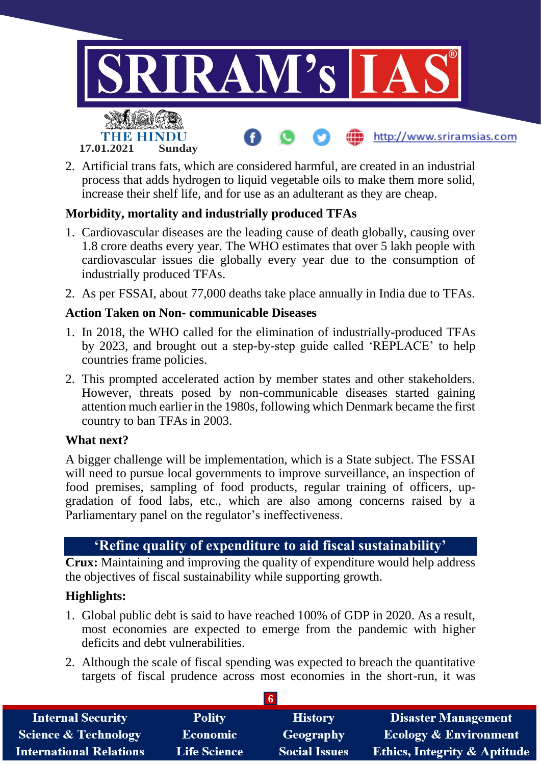2. Artificial trans fats, which are considered harmful, are created in an industrial process that adds hydrogen to liquid vegetable oils to make them more solid, increase their shelf life, and for use as an adulterant as they are cheap.

**Morbidity, mortality and industrially produced TFAs**

1. Cardiovascular diseases are the leading cause of death globally, causing over 1.8 crore deaths every year. The WHO estimates that over 5 lakh people with cardiovascular issues die globally every year due to the consumption of industrially produced TFAs.
2. As per FSSAI, about 77,000 deaths take place annually in India due to TFAs.

**Action Taken on Non- communicable Diseases**

1. In 2018, the WHO called for the elimination of industrially-produced TFAs by 2023, and brought out a step-by-step guide called 'REPLACE' to help countries frame policies.
2. This prompted accelerated action by member states and other stakeholders. However, threats posed by non-communicable diseases started gaining attention much earlier in the 1980s, following which Denmark became the first country to ban TFAs in 2003.

**What next?**

A bigger challenge will be implementation, which is a State subject. The FSSAI will need to pursue local governments to improve surveillance, an inspection of food premises, sampling of food products, regular training of officers, up-gradation of food labs, etc., which are also among concerns raised by a Parliamentary panel on the regulator's ineffectiveness.

## 'Refine quality of expenditure to aid fiscal sustainability'

**Crux:** Maintaining and improving the quality of expenditure would help address the objectives of fiscal sustainability while supporting growth.

**Highlights:**

1. Global public debt is said to have reached 100% of GDP in 2020. As a result, most economies are expected to emerge from the pandemic with higher deficits and debt vulnerabilities.
2. Although the scale of fiscal spending was expected to breach the quantitative targets of fiscal prudence across most economies in the short-run, it was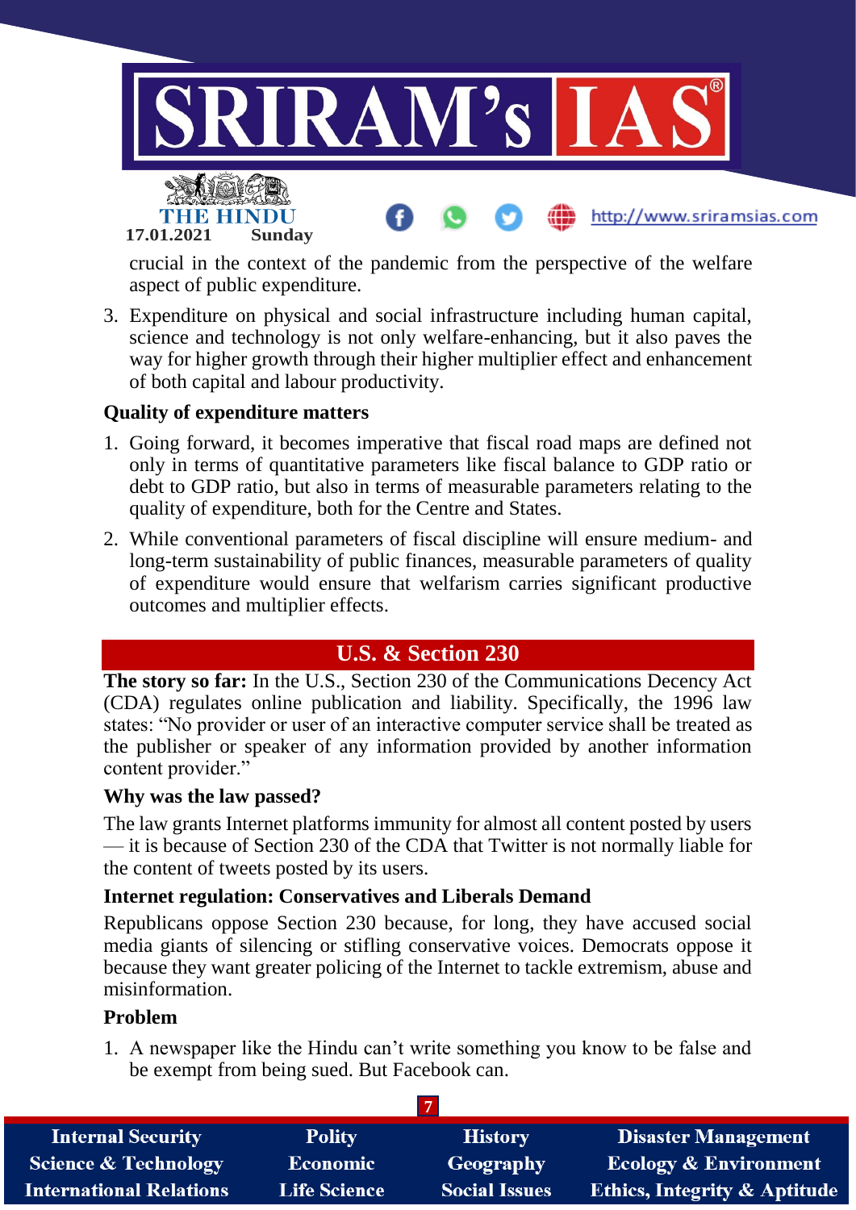crucial in the context of the pandemic from the perspective of the welfare aspect of public expenditure.

3. Expenditure on physical and social infrastructure including human capital, science and technology is not only welfare-enhancing, but it also paves the way for higher growth through their higher multiplier effect and enhancement of both capital and labour productivity.

**Quality of expenditure matters**

1. Going forward, it becomes imperative that fiscal road maps are defined not only in terms of quantitative parameters like fiscal balance to GDP ratio or debt to GDP ratio, but also in terms of measurable parameters relating to the quality of expenditure, both for the Centre and States.
2. While conventional parameters of fiscal discipline will ensure medium- and long-term sustainability of public finances, measurable parameters of quality of expenditure would ensure that welfarism carries significant productive outcomes and multiplier effects.

## U.S. & Section 230

**The story so far:** In the U.S., Section 230 of the Communications Decency Act (CDA) regulates online publication and liability. Specifically, the 1996 law states: "No provider or user of an interactive computer service shall be treated as the publisher or speaker of any information provided by another information content provider."

**Why was the law passed?**

The law grants Internet platforms immunity for almost all content posted by users — it is because of Section 230 of the CDA that Twitter is not normally liable for the content of tweets posted by its users.

**Internet regulation: Conservatives and Liberals Demand**

Republicans oppose Section 230 because, for long, they have accused social media giants of silencing or stifling conservative voices. Democrats oppose it because they want greater policing of the Internet to tackle extremism, abuse and misinformation.

**Problem**

1. A newspaper like the Hindu can't write something you know to be false and be exempt from being sued. But Facebook can.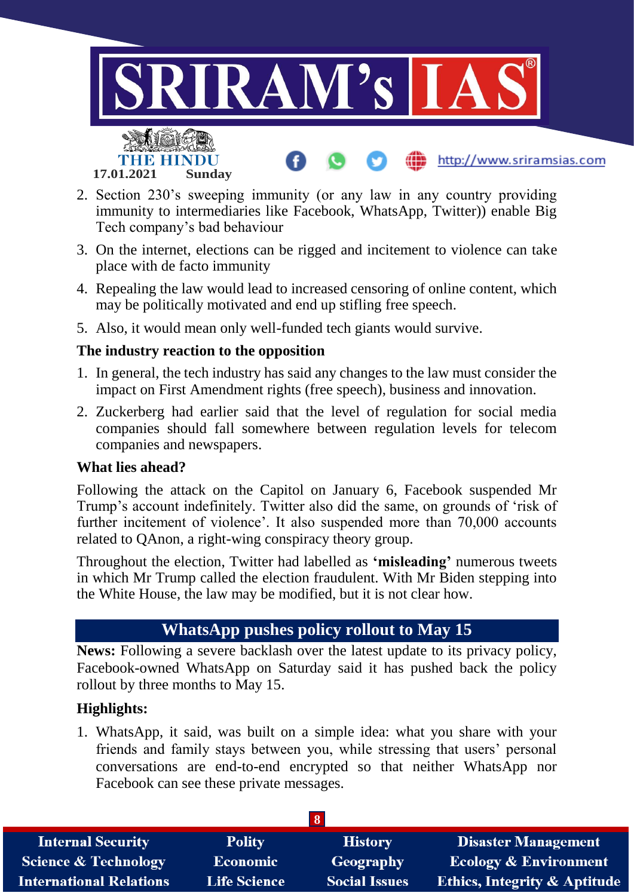2. Section 230's sweeping immunity (or any law in any country providing immunity to intermediaries like Facebook, WhatsApp, Twitter)) enable Big Tech company's bad behaviour
3. On the internet, elections can be rigged and incitement to violence can take place with de facto immunity
4. Repealing the law would lead to increased censoring of online content, which may be politically motivated and end up stifling free speech.
5. Also, it would mean only well-funded tech giants would survive.

**The industry reaction to the opposition**

1. In general, the tech industry has said any changes to the law must consider the impact on First Amendment rights (free speech), business and innovation.
2. Zuckerberg had earlier said that the level of regulation for social media companies should fall somewhere between regulation levels for telecom companies and newspapers.

**What lies ahead?**

Following the attack on the Capitol on January 6, Facebook suspended Mr Trump's account indefinitely. Twitter also did the same, on grounds of 'risk of further incitement of violence'. It also suspended more than 70,000 accounts related to QAnon, a right-wing conspiracy theory group.

Throughout the election, Twitter had labelled as **'misleading'** numerous tweets in which Mr Trump called the election fraudulent. With Mr Biden stepping into the White House, the law may be modified, but it is not clear how.

## WhatsApp pushes policy rollout to May 15

**News:** Following a severe backlash over the latest update to its privacy policy, Facebook-owned WhatsApp on Saturday said it has pushed back the policy rollout by three months to May 15.

**Highlights:**

1. WhatsApp, it said, was built on a simple idea: what you share with your friends and family stays between you, while stressing that users' personal conversations are end-to-end encrypted so that neither WhatsApp nor Facebook can see these private messages.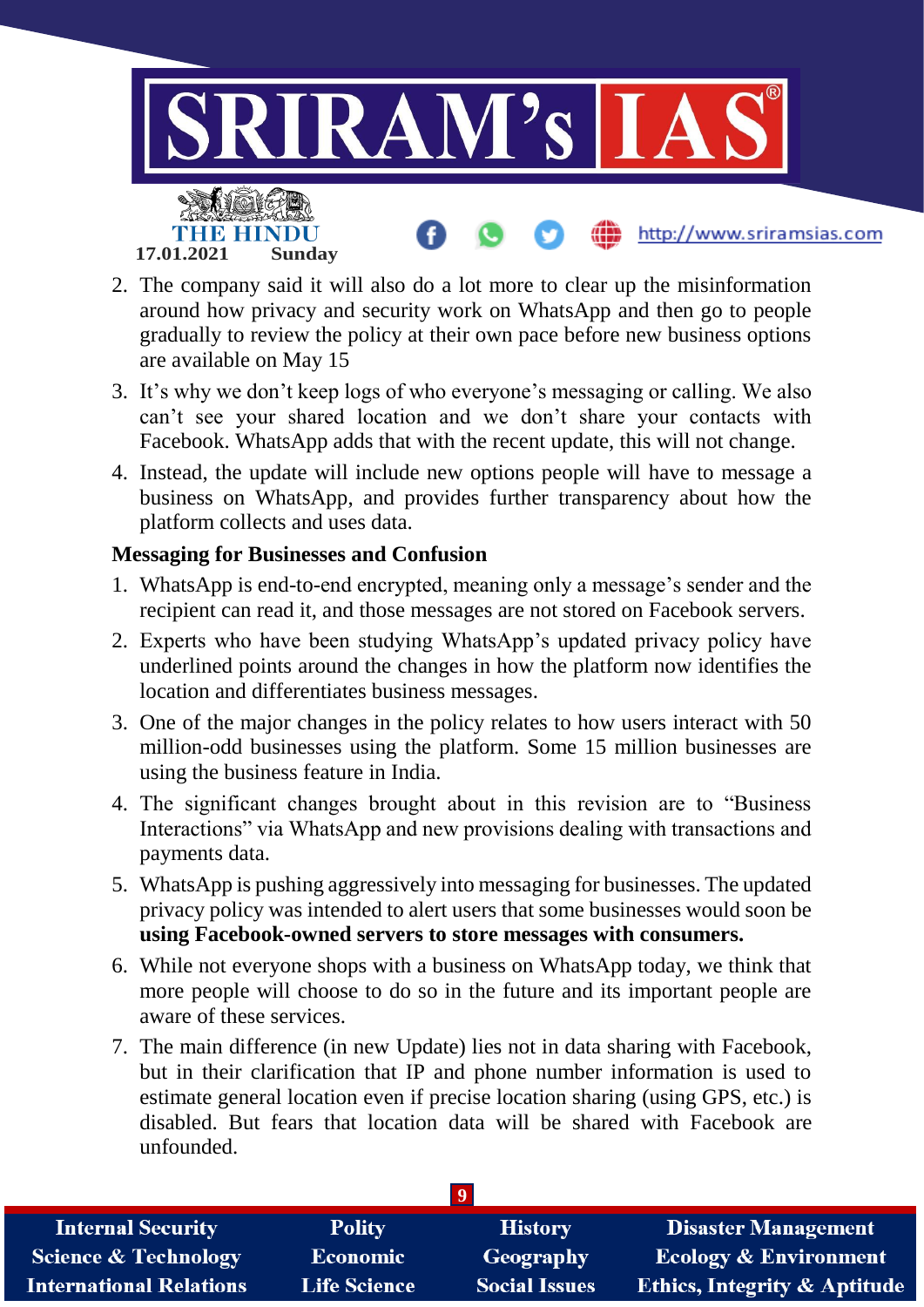2. The company said it will also do a lot more to clear up the misinformation around how privacy and security work on WhatsApp and then go to people gradually to review the policy at their own pace before new business options are available on May 15
3. It's why we don't keep logs of who everyone's messaging or calling. We also can't see your shared location and we don't share your contacts with Facebook. WhatsApp adds that with the recent update, this will not change.
4. Instead, the update will include new options people will have to message a business on WhatsApp, and provides further transparency about how the platform collects and uses data.

**Messaging for Businesses and Confusion**

1. WhatsApp is end-to-end encrypted, meaning only a message's sender and the recipient can read it, and those messages are not stored on Facebook servers.
2. Experts who have been studying WhatsApp's updated privacy policy have underlined points around the changes in how the platform now identifies the location and differentiates business messages.
3. One of the major changes in the policy relates to how users interact with 50 million-odd businesses using the platform. Some 15 million businesses are using the business feature in India.
4. The significant changes brought about in this revision are to "Business Interactions" via WhatsApp and new provisions dealing with transactions and payments data.
5. WhatsApp is pushing aggressively into messaging for businesses. The updated privacy policy was intended to alert users that some businesses would soon be **using Facebook-owned servers to store messages with consumers.**
6. While not everyone shops with a business on WhatsApp today, we think that more people will choose to do so in the future and its important people are aware of these services.
7. The main difference (in new Update) lies not in data sharing with Facebook, but in their clarification that IP and phone number information is used to estimate general location even if precise location sharing (using GPS, etc.) is disabled. But fears that location data will be shared with Facebook are unfounded.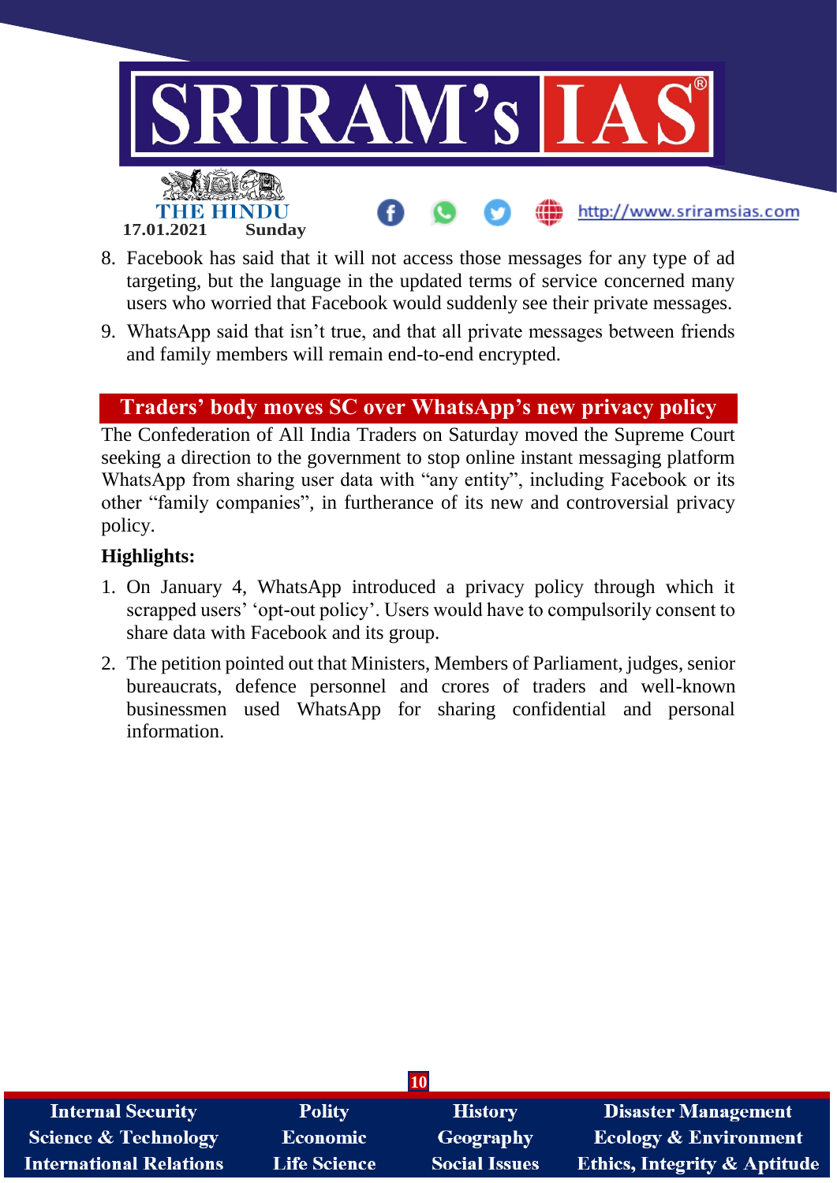8. Facebook has said that it will not access those messages for any type of ad targeting, but the language in the updated terms of service concerned many users who worried that Facebook would suddenly see their private messages.
9. WhatsApp said that isn't true, and that all private messages between friends and family members will remain end-to-end encrypted.

## Traders' body moves SC over WhatsApp's new privacy policy

The Confederation of All India Traders on Saturday moved the Supreme Court seeking a direction to the government to stop online instant messaging platform WhatsApp from sharing user data with "any entity", including Facebook or its other "family companies", in furtherance of its new and controversial privacy policy.

**Highlights:**

1. On January 4, WhatsApp introduced a privacy policy through which it scrapped users' 'opt-out policy'. Users would have to compulsorily consent to share data with Facebook and its group.
2. The petition pointed out that Ministers, Members of Parliament, judges, senior bureaucrats, defence personnel and crores of traders and well-known businessmen used WhatsApp for sharing confidential and personal information.